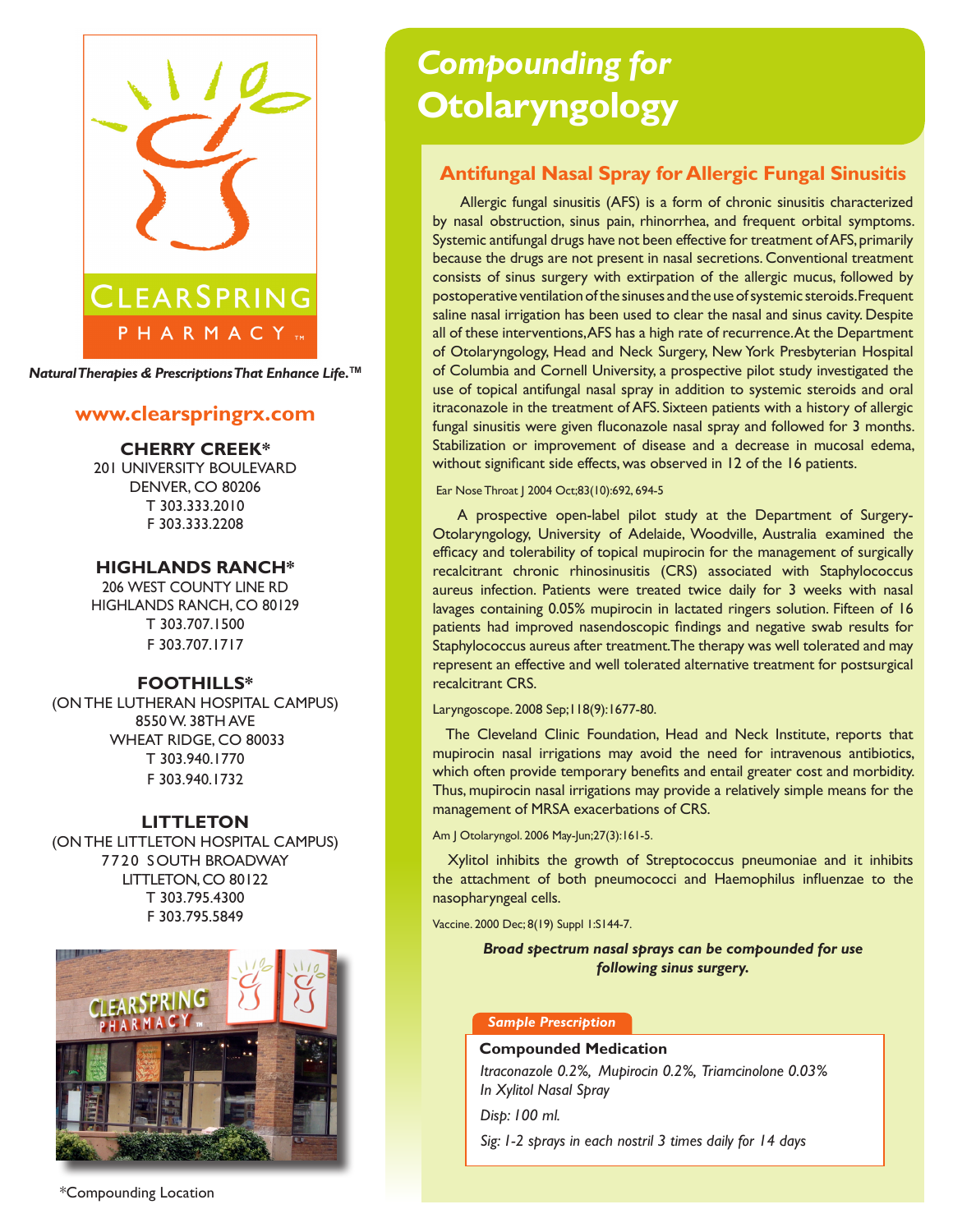CLEARSPRING PHARMACY™

*Natural Therapies & Prescriptions That Enhance Life.™*

**www.clearspringrx.com**

**CHERRY CREEK***
201 UNIVERSITY BOULEVARD
DENVER, CO 80206
T 303.333.2010
F 303.333.2208

**HIGHLANDS RANCH***
206 WEST COUNTY LINE RD
HIGHLANDS RANCH, CO 80129
T 303.707.1500
F 303.707.1717

**FOOTHILLS***
(ON THE LUTHERAN HOSPITAL CAMPUS)
8550 W. 38TH AVE
WHEAT RIDGE, CO 80033
T 303.940.1770
F 303.940.1732

**LITTLETON**
(ON THE LITTLETON HOSPITAL CAMPUS)
7720 SOUTH BROADWAY
LITTLETON, CO 80122
T 303.795.4300
F 303.795.5849

*Compounding Location

# *Compounding for* Otolaryngology

## Antifungal Nasal Spray for Allergic Fungal Sinusitis

Allergic fungal sinusitis (AFS) is a form of chronic sinusitis characterized by nasal obstruction, sinus pain, rhinorrhea, and frequent orbital symptoms. Systemic antifungal drugs have not been effective for treatment of AFS, primarily because the drugs are not present in nasal secretions. Conventional treatment consists of sinus surgery with extirpation of the allergic mucus, followed by postoperative ventilation of the sinuses and the use of systemic steroids. Frequent saline nasal irrigation has been used to clear the nasal and sinus cavity. Despite all of these interventions, AFS has a high rate of recurrence. At the Department of Otolaryngology, Head and Neck Surgery, New York Presbyterian Hospital of Columbia and Cornell University, a prospective pilot study investigated the use of topical antifungal nasal spray in addition to systemic steroids and oral itraconazole in the treatment of AFS. Sixteen patients with a history of allergic fungal sinusitis were given fluconazole nasal spray and followed for 3 months. Stabilization or improvement of disease and a decrease in mucosal edema, without significant side effects, was observed in 12 of the 16 patients.

Ear Nose Throat J 2004 Oct;83(10):692, 694-5

A prospective open-label pilot study at the Department of Surgery-Otolaryngology, University of Adelaide, Woodville, Australia examined the efficacy and tolerability of topical mupirocin for the management of surgically recalcitrant chronic rhinosinusitis (CRS) associated with Staphylococcus aureus infection. Patients were treated twice daily for 3 weeks with nasal lavages containing 0.05% mupirocin in lactated ringers solution. Fifteen of 16 patients had improved nasendoscopic findings and negative swab results for Staphylococcus aureus after treatment. The therapy was well tolerated and may represent an effective and well tolerated alternative treatment for postsurgical recalcitrant CRS.

Laryngoscope. 2008 Sep;118(9):1677-80.

The Cleveland Clinic Foundation, Head and Neck Institute, reports that mupirocin nasal irrigations may avoid the need for intravenous antibiotics, which often provide temporary benefits and entail greater cost and morbidity. Thus, mupirocin nasal irrigations may provide a relatively simple means for the management of MRSA exacerbations of CRS.

Am J Otolaryngol. 2006 May-Jun;27(3):161-5.

Xylitol inhibits the growth of Streptococcus pneumoniae and it inhibits the attachment of both pneumococci and Haemophilus influenzae to the nasopharyngeal cells.

Vaccine. 2000 Dec; 8(19) Suppl 1:S144-7.

***Broad spectrum nasal sprays can be compounded for use following sinus surgery.***

***Sample Prescription***

**Compounded Medication**

*Itraconazole 0.2%, Mupirocin 0.2%, Triamcinolone 0.03%*
*In Xylitol Nasal Spray*

*Disp: 100 ml.*

*Sig: 1-2 sprays in each nostril 3 times daily for 14 days*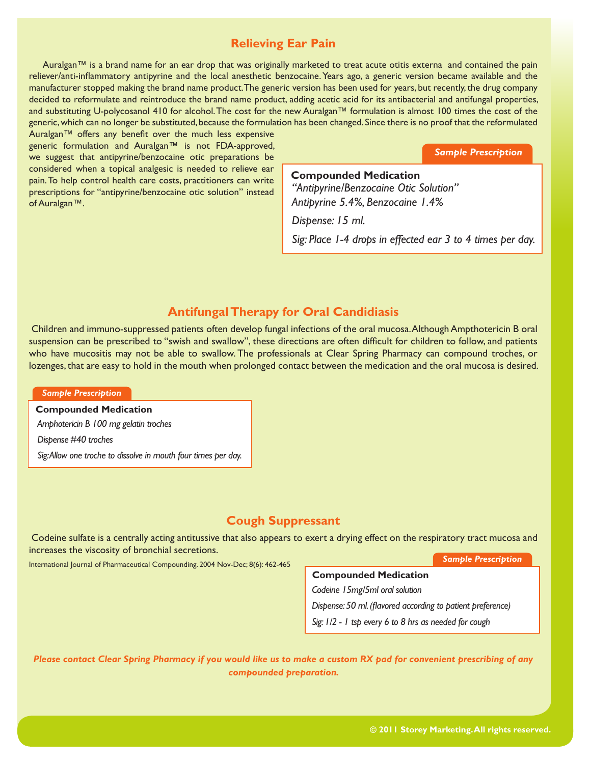## Relieving Ear Pain

Auralgan™ is a brand name for an ear drop that was originally marketed to treat acute otitis externa and contained the pain reliever/anti-inflammatory antipyrine and the local anesthetic benzocaine. Years ago, a generic version became available and the manufacturer stopped making the brand name product. The generic version has been used for years, but recently, the drug company decided to reformulate and reintroduce the brand name product, adding acetic acid for its antibacterial and antifungal properties, and substituting U-polycosanol 410 for alcohol. The cost for the new Auralgan™ formulation is almost 100 times the cost of the generic, which can no longer be substituted, because the formulation has been changed. Since there is no proof that the reformulated Auralgan™ offers any benefit over the much less expensive generic formulation and Auralgan™ is not FDA-approved, we suggest that antipyrine/benzocaine otic preparations be considered when a topical analgesic is needed to relieve ear pain. To help control health care costs, practitioners can write prescriptions for "antipyrine/benzocaine otic solution" instead of Auralgan™.

***Sample Prescription***

**Compounded Medication**

*"Antipyrine/Benzocaine Otic Solution"*

*Antipyrine 5.4%, Benzocaine 1.4%*

*Dispense: 15 ml.*

*Sig: Place 1-4 drops in effected ear 3 to 4 times per day.*

## Antifungal Therapy for Oral Candidiasis

Children and immuno-suppressed patients often develop fungal infections of the oral mucosa. Although Ampthotericin B oral suspension can be prescribed to "swish and swallow", these directions are often difficult for children to follow, and patients who have mucositis may not be able to swallow. The professionals at Clear Spring Pharmacy can compound troches, or lozenges, that are easy to hold in the mouth when prolonged contact between the medication and the oral mucosa is desired.

***Sample Prescription***

**Compounded Medication**

*Amphotericin B 100 mg gelatin troches*

*Dispense #40 troches*

*Sig: Allow one troche to dissolve in mouth four times per day.*

## Cough Suppressant

Codeine sulfate is a centrally acting antitussive that also appears to exert a drying effect on the respiratory tract mucosa and increases the viscosity of bronchial secretions.

International Journal of Pharmaceutical Compounding. 2004 Nov-Dec; 8(6): 462-465

***Sample Prescription***

**Compounded Medication**

*Codeine 15mg/5ml oral solution*

*Dispense: 50 ml. (flavored according to patient preference)*

*Sig: 1/2 - 1 tsp every 6 to 8 hrs as needed for cough*

***Please contact Clear Spring Pharmacy if you would like us to make a custom RX pad for convenient prescribing of any compounded preparation.***

© 2011 Storey Marketing. All rights reserved.